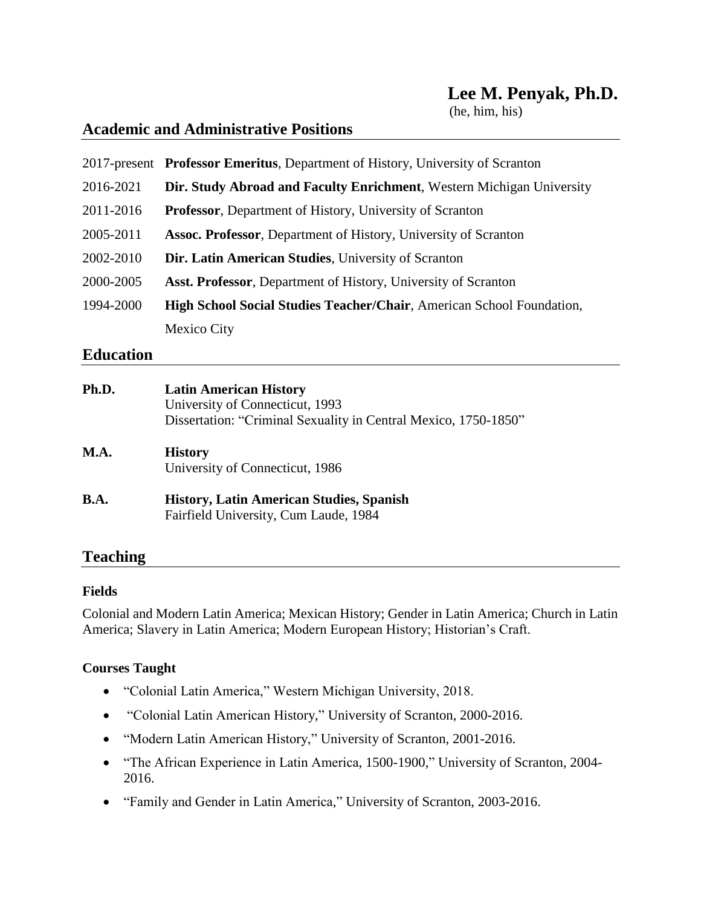# Lee M. Penyak, Ph.D.

(he, him, his)

## Academic and Administrative Positions

| | |
|---|---|
| 2017-present | **Professor Emeritus**, Department of History, University of Scranton |
| 2016-2021 | **Dir. Study Abroad and Faculty Enrichment**, Western Michigan University |
| 2011-2016 | **Professor**, Department of History, University of Scranton |
| 2005-2011 | **Assoc. Professor**, Department of History, University of Scranton |
| 2002-2010 | **Dir. Latin American Studies**, University of Scranton |
| 2000-2005 | **Asst. Professor**, Department of History, University of Scranton |
| 1994-2000 | **High School Social Studies Teacher/Chair**, American School Foundation, Mexico City |

## Education

**Ph.D.** **Latin American History**
University of Connecticut, 1993
Dissertation: "Criminal Sexuality in Central Mexico, 1750-1850"

**M.A.** **History**
University of Connecticut, 1986

**B.A.** **History, Latin American Studies, Spanish**
Fairfield University, Cum Laude, 1984

## Teaching

### Fields

Colonial and Modern Latin America; Mexican History; Gender in Latin America; Church in Latin America; Slavery in Latin America; Modern European History; Historian's Craft.

### Courses Taught

- "Colonial Latin America," Western Michigan University, 2018.
- "Colonial Latin American History," University of Scranton, 2000-2016.
- "Modern Latin American History," University of Scranton, 2001-2016.
- "The African Experience in Latin America, 1500-1900," University of Scranton, 2004-2016.
- "Family and Gender in Latin America," University of Scranton, 2003-2016.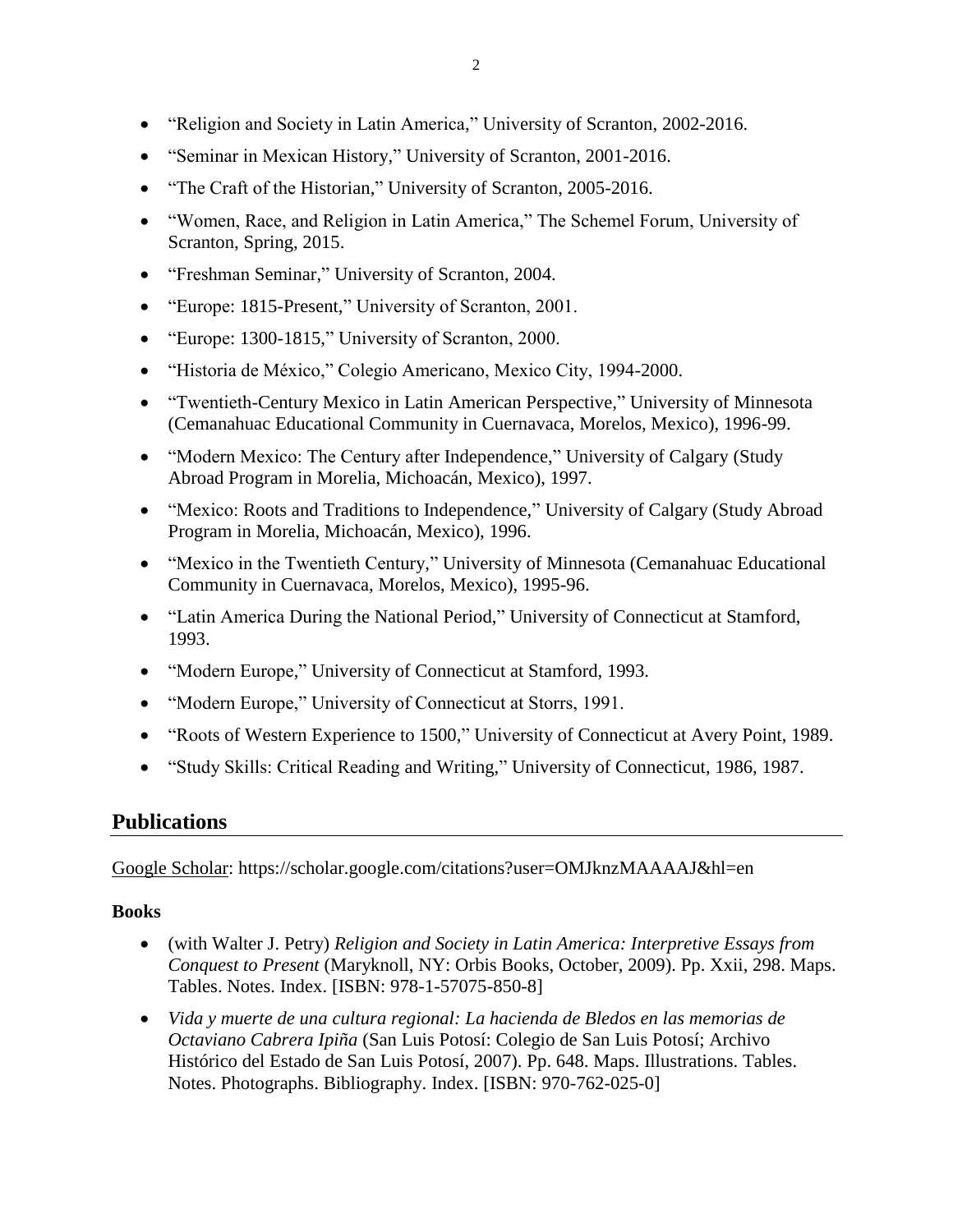- "Religion and Society in Latin America," University of Scranton, 2002-2016.
- "Seminar in Mexican History," University of Scranton, 2001-2016.
- "The Craft of the Historian," University of Scranton, 2005-2016.
- "Women, Race, and Religion in Latin America," The Schemel Forum, University of Scranton, Spring, 2015.
- "Freshman Seminar," University of Scranton, 2004.
- "Europe: 1815-Present," University of Scranton, 2001.
- "Europe: 1300-1815," University of Scranton, 2000.
- "Historia de México," Colegio Americano, Mexico City, 1994-2000.
- "Twentieth-Century Mexico in Latin American Perspective," University of Minnesota (Cemanahuac Educational Community in Cuernavaca, Morelos, Mexico), 1996-99.
- "Modern Mexico: The Century after Independence," University of Calgary (Study Abroad Program in Morelia, Michoacán, Mexico), 1997.
- "Mexico: Roots and Traditions to Independence," University of Calgary (Study Abroad Program in Morelia, Michoacán, Mexico), 1996.
- "Mexico in the Twentieth Century," University of Minnesota (Cemanahuac Educational Community in Cuernavaca, Morelos, Mexico), 1995-96.
- "Latin America During the National Period," University of Connecticut at Stamford, 1993.
- "Modern Europe," University of Connecticut at Stamford, 1993.
- "Modern Europe," University of Connecticut at Storrs, 1991.
- "Roots of Western Experience to 1500," University of Connecticut at Avery Point, 1989.
- "Study Skills: Critical Reading and Writing," University of Connecticut, 1986, 1987.

## Publications

Google Scholar: https://scholar.google.com/citations?user=OMJknzMAAAAJ&hl=en

**Books**

- (with Walter J. Petry) *Religion and Society in Latin America: Interpretive Essays from Conquest to Present* (Maryknoll, NY: Orbis Books, October, 2009). Pp. Xxii, 298. Maps. Tables. Notes. Index. [ISBN: 978-1-57075-850-8]
- *Vida y muerte de una cultura regional: La hacienda de Bledos en las memorias de Octaviano Cabrera Ipiña* (San Luis Potosí: Colegio de San Luis Potosí; Archivo Histórico del Estado de San Luis Potosí, 2007). Pp. 648. Maps. Illustrations. Tables. Notes. Photographs. Bibliography. Index. [ISBN: 970-762-025-0]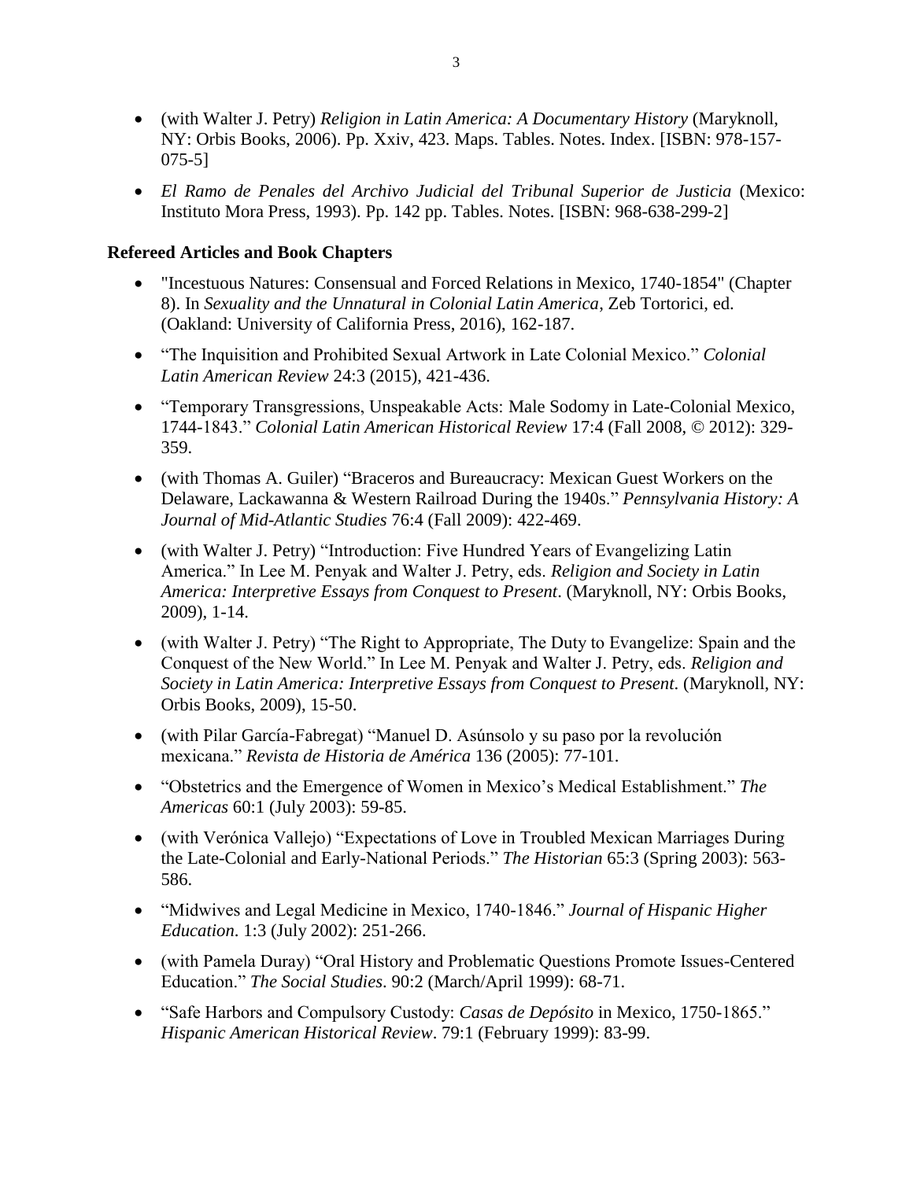- (with Walter J. Petry) *Religion in Latin America: A Documentary History* (Maryknoll, NY: Orbis Books, 2006). Pp. Xxiv, 423. Maps. Tables. Notes. Index. [ISBN: 978-157-075-5]

- *El Ramo de Penales del Archivo Judicial del Tribunal Superior de Justicia* (Mexico: Instituto Mora Press, 1993). Pp. 142 pp. Tables. Notes. [ISBN: 968-638-299-2]

**Refereed Articles and Book Chapters**

- "Incestuous Natures: Consensual and Forced Relations in Mexico, 1740-1854" (Chapter 8). In *Sexuality and the Unnatural in Colonial Latin America*, Zeb Tortorici, ed. (Oakland: University of California Press, 2016), 162-187.

- "The Inquisition and Prohibited Sexual Artwork in Late Colonial Mexico." *Colonial Latin American Review* 24:3 (2015), 421-436.

- "Temporary Transgressions, Unspeakable Acts: Male Sodomy in Late-Colonial Mexico, 1744-1843." *Colonial Latin American Historical Review* 17:4 (Fall 2008, © 2012): 329-359.

- (with Thomas A. Guiler) "Braceros and Bureaucracy: Mexican Guest Workers on the Delaware, Lackawanna & Western Railroad During the 1940s." *Pennsylvania History: A Journal of Mid-Atlantic Studies* 76:4 (Fall 2009): 422-469.

- (with Walter J. Petry) "Introduction: Five Hundred Years of Evangelizing Latin America." In Lee M. Penyak and Walter J. Petry, eds. *Religion and Society in Latin America: Interpretive Essays from Conquest to Present*. (Maryknoll, NY: Orbis Books, 2009), 1-14.

- (with Walter J. Petry) "The Right to Appropriate, The Duty to Evangelize: Spain and the Conquest of the New World." In Lee M. Penyak and Walter J. Petry, eds. *Religion and Society in Latin America: Interpretive Essays from Conquest to Present.* (Maryknoll, NY: Orbis Books, 2009), 15-50.

- (with Pilar García-Fabregat) "Manuel D. Asúnsolo y su paso por la revolución mexicana." *Revista de Historia de América* 136 (2005): 77-101.

- "Obstetrics and the Emergence of Women in Mexico's Medical Establishment." *The Americas* 60:1 (July 2003): 59-85.

- (with Verónica Vallejo) "Expectations of Love in Troubled Mexican Marriages During the Late-Colonial and Early-National Periods." *The Historian* 65:3 (Spring 2003): 563-586.

- "Midwives and Legal Medicine in Mexico, 1740-1846." *Journal of Hispanic Higher Education.* 1:3 (July 2002): 251-266.

- (with Pamela Duray) "Oral History and Problematic Questions Promote Issues-Centered Education." *The Social Studies*. 90:2 (March/April 1999): 68-71.

- "Safe Harbors and Compulsory Custody: *Casas de Depósito* in Mexico, 1750-1865." *Hispanic American Historical Review*. 79:1 (February 1999): 83-99.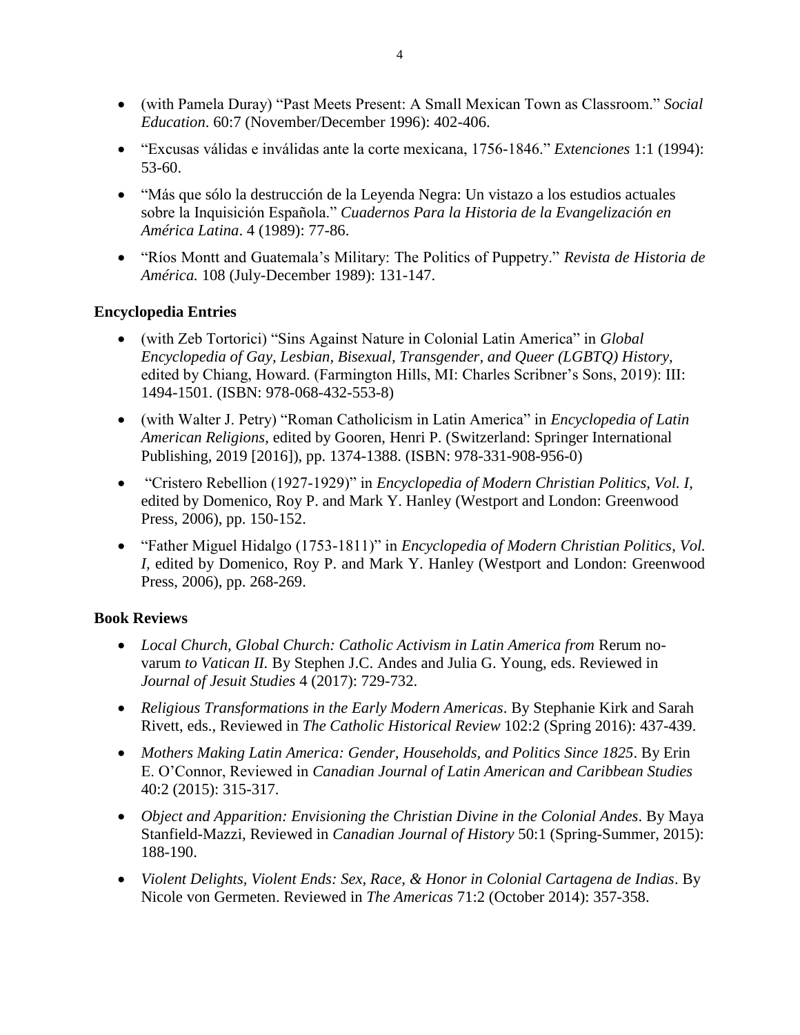- (with Pamela Duray) "Past Meets Present: A Small Mexican Town as Classroom." *Social Education*. 60:7 (November/December 1996): 402-406.
- "Excusas válidas e inválidas ante la corte mexicana, 1756-1846." *Extenciones* 1:1 (1994): 53-60.
- "Más que sólo la destrucción de la Leyenda Negra: Un vistazo a los estudios actuales sobre la Inquisición Española." *Cuadernos Para la Historia de la Evangelización en América Latina*. 4 (1989): 77-86.
- "Ríos Montt and Guatemala's Military: The Politics of Puppetry." *Revista de Historia de América.* 108 (July-December 1989): 131-147.

### Encyclopedia Entries

- (with Zeb Tortorici) "Sins Against Nature in Colonial Latin America" in *Global Encyclopedia of Gay, Lesbian, Bisexual, Transgender, and Queer (LGBTQ) History,* edited by Chiang, Howard. (Farmington Hills, MI: Charles Scribner's Sons, 2019): III: 1494-1501. (ISBN: 978-068-432-553-8)
- (with Walter J. Petry) "Roman Catholicism in Latin America" in *Encyclopedia of Latin American Religions*, edited by Gooren, Henri P. (Switzerland: Springer International Publishing, 2019 [2016]), pp. 1374-1388. (ISBN: 978-331-908-956-0)
- "Cristero Rebellion (1927-1929)" in *Encyclopedia of Modern Christian Politics, Vol. I,* edited by Domenico, Roy P. and Mark Y. Hanley (Westport and London: Greenwood Press, 2006), pp. 150-152.
- "Father Miguel Hidalgo (1753-1811)" in *Encyclopedia of Modern Christian Politics, Vol. I,* edited by Domenico, Roy P. and Mark Y. Hanley (Westport and London: Greenwood Press, 2006), pp. 268-269.

### Book Reviews

- *Local Church, Global Church: Catholic Activism in Latin America from* Rerum novarum *to Vatican II.* By Stephen J.C. Andes and Julia G. Young, eds. Reviewed in *Journal of Jesuit Studies* 4 (2017): 729-732.
- *Religious Transformations in the Early Modern Americas*. By Stephanie Kirk and Sarah Rivett, eds., Reviewed in *The Catholic Historical Review* 102:2 (Spring 2016): 437-439.
- *Mothers Making Latin America: Gender, Households, and Politics Since 1825*. By Erin E. O'Connor, Reviewed in *Canadian Journal of Latin American and Caribbean Studies* 40:2 (2015): 315-317.
- *Object and Apparition: Envisioning the Christian Divine in the Colonial Andes*. By Maya Stanfield-Mazzi, Reviewed in *Canadian Journal of History* 50:1 (Spring-Summer, 2015): 188-190.
- *Violent Delights, Violent Ends: Sex, Race, & Honor in Colonial Cartagena de Indias*. By Nicole von Germeten. Reviewed in *The Americas* 71:2 (October 2014): 357-358.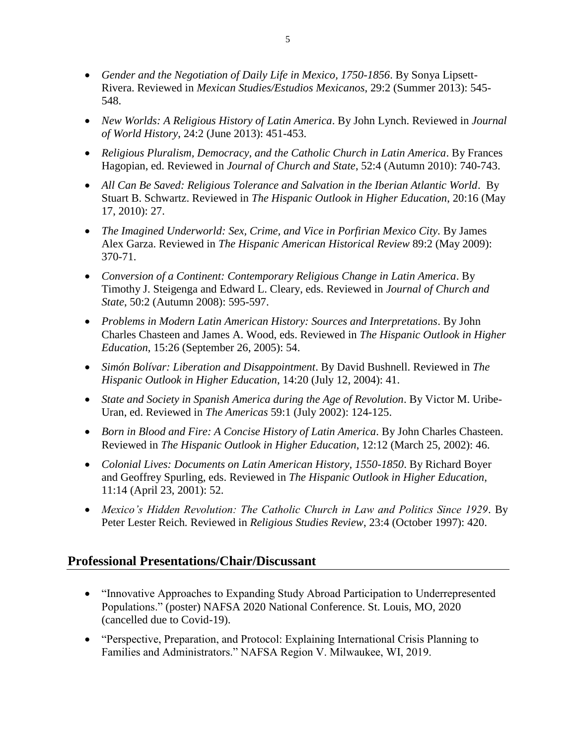- *Gender and the Negotiation of Daily Life in Mexico, 1750-1856*. By Sonya Lipsett-Rivera. Reviewed in *Mexican Studies/Estudios Mexicanos*, 29:2 (Summer 2013): 545-548.

- *New Worlds: A Religious History of Latin America*. By John Lynch. Reviewed in *Journal of World History*, 24:2 (June 2013): 451-453.

- *Religious Pluralism, Democracy, and the Catholic Church in Latin America*. By Frances Hagopian, ed. Reviewed in *Journal of Church and State*, 52:4 (Autumn 2010): 740-743.

- *All Can Be Saved: Religious Tolerance and Salvation in the Iberian Atlantic World*. By Stuart B. Schwartz. Reviewed in *The Hispanic Outlook in Higher Education*, 20:16 (May 17, 2010): 27.

- *The Imagined Underworld: Sex, Crime, and Vice in Porfirian Mexico City*. By James Alex Garza. Reviewed in *The Hispanic American Historical Review* 89:2 (May 2009): 370-71.

- *Conversion of a Continent: Contemporary Religious Change in Latin America*. By Timothy J. Steigenga and Edward L. Cleary, eds. Reviewed in *Journal of Church and State*, 50:2 (Autumn 2008): 595-597.

- *Problems in Modern Latin American History: Sources and Interpretations*. By John Charles Chasteen and James A. Wood, eds. Reviewed in *The Hispanic Outlook in Higher Education*, 15:26 (September 26, 2005): 54.

- *Simón Bolívar: Liberation and Disappointment*. By David Bushnell. Reviewed in *The Hispanic Outlook in Higher Education*, 14:20 (July 12, 2004): 41.

- *State and Society in Spanish America during the Age of Revolution*. By Victor M. Uribe-Uran, ed. Reviewed in *The Americas* 59:1 (July 2002): 124-125.

- *Born in Blood and Fire: A Concise History of Latin America*. By John Charles Chasteen. Reviewed in *The Hispanic Outlook in Higher Education*, 12:12 (March 25, 2002): 46.

- *Colonial Lives: Documents on Latin American History, 1550-1850*. By Richard Boyer and Geoffrey Spurling, eds. Reviewed in *The Hispanic Outlook in Higher Education*, 11:14 (April 23, 2001): 52.

- *Mexico's Hidden Revolution: The Catholic Church in Law and Politics Since 1929*. By Peter Lester Reich. Reviewed in *Religious Studies Review*, 23:4 (October 1997): 420.

## Professional Presentations/Chair/Discussant

- "Innovative Approaches to Expanding Study Abroad Participation to Underrepresented Populations." (poster) NAFSA 2020 National Conference. St. Louis, MO, 2020 (cancelled due to Covid-19).

- "Perspective, Preparation, and Protocol: Explaining International Crisis Planning to Families and Administrators." NAFSA Region V. Milwaukee, WI, 2019.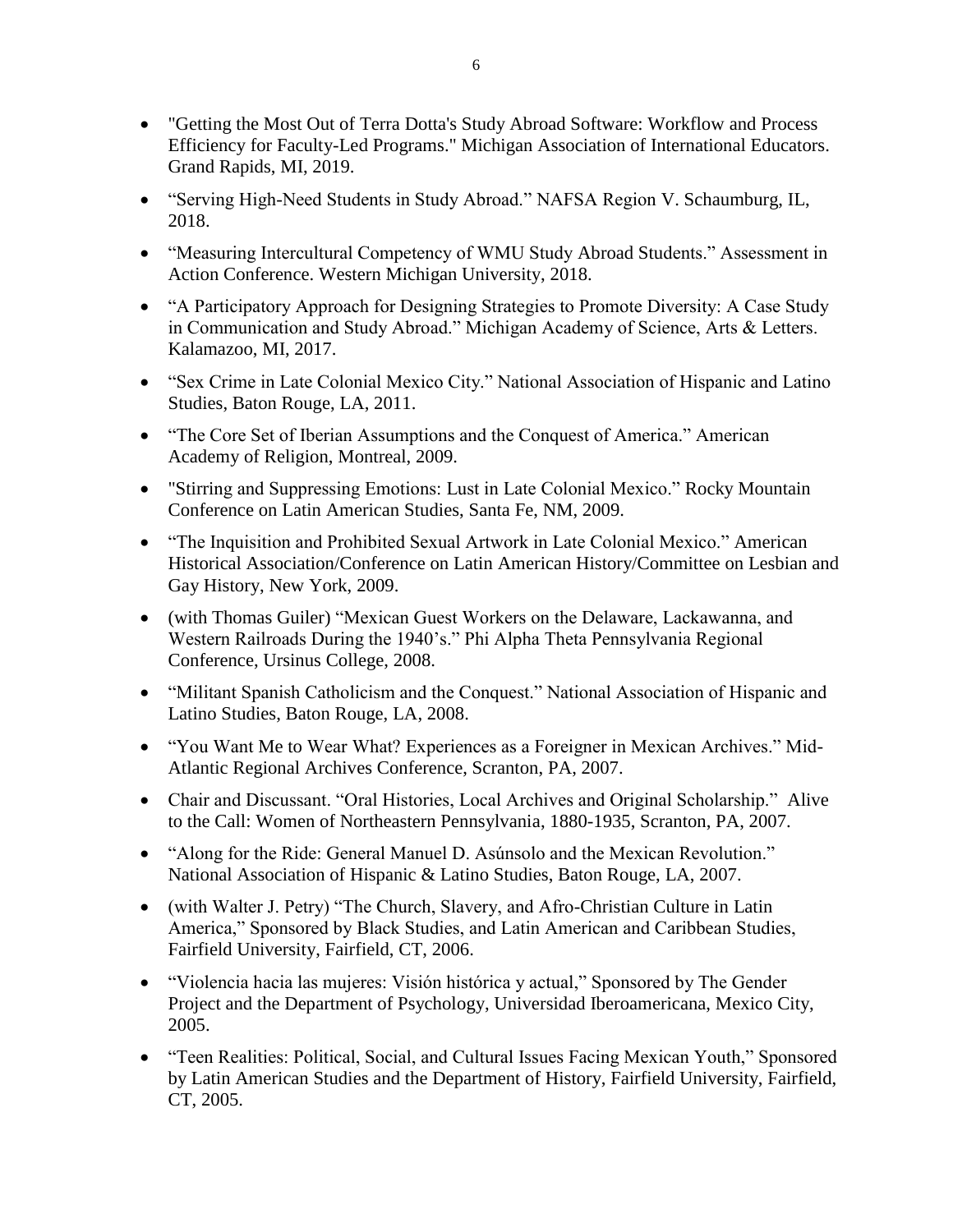- "Getting the Most Out of Terra Dotta's Study Abroad Software: Workflow and Process Efficiency for Faculty-Led Programs." Michigan Association of International Educators. Grand Rapids, MI, 2019.
- "Serving High-Need Students in Study Abroad." NAFSA Region V. Schaumburg, IL, 2018.
- "Measuring Intercultural Competency of WMU Study Abroad Students." Assessment in Action Conference. Western Michigan University, 2018.
- "A Participatory Approach for Designing Strategies to Promote Diversity: A Case Study in Communication and Study Abroad." Michigan Academy of Science, Arts & Letters. Kalamazoo, MI, 2017.
- "Sex Crime in Late Colonial Mexico City." National Association of Hispanic and Latino Studies, Baton Rouge, LA, 2011.
- "The Core Set of Iberian Assumptions and the Conquest of America." American Academy of Religion, Montreal, 2009.
- "Stirring and Suppressing Emotions: Lust in Late Colonial Mexico." Rocky Mountain Conference on Latin American Studies, Santa Fe, NM, 2009.
- "The Inquisition and Prohibited Sexual Artwork in Late Colonial Mexico." American Historical Association/Conference on Latin American History/Committee on Lesbian and Gay History, New York, 2009.
- (with Thomas Guiler) "Mexican Guest Workers on the Delaware, Lackawanna, and Western Railroads During the 1940's." Phi Alpha Theta Pennsylvania Regional Conference, Ursinus College, 2008.
- "Militant Spanish Catholicism and the Conquest." National Association of Hispanic and Latino Studies, Baton Rouge, LA, 2008.
- "You Want Me to Wear What? Experiences as a Foreigner in Mexican Archives." Mid-Atlantic Regional Archives Conference, Scranton, PA, 2007.
- Chair and Discussant. "Oral Histories, Local Archives and Original Scholarship." Alive to the Call: Women of Northeastern Pennsylvania, 1880-1935, Scranton, PA, 2007.
- "Along for the Ride: General Manuel D. Asúnsolo and the Mexican Revolution." National Association of Hispanic & Latino Studies, Baton Rouge, LA, 2007.
- (with Walter J. Petry) "The Church, Slavery, and Afro-Christian Culture in Latin America," Sponsored by Black Studies, and Latin American and Caribbean Studies, Fairfield University, Fairfield, CT, 2006.
- "Violencia hacia las mujeres: Visión histórica y actual," Sponsored by The Gender Project and the Department of Psychology, Universidad Iberoamericana, Mexico City, 2005.
- "Teen Realities: Political, Social, and Cultural Issues Facing Mexican Youth," Sponsored by Latin American Studies and the Department of History, Fairfield University, Fairfield, CT, 2005.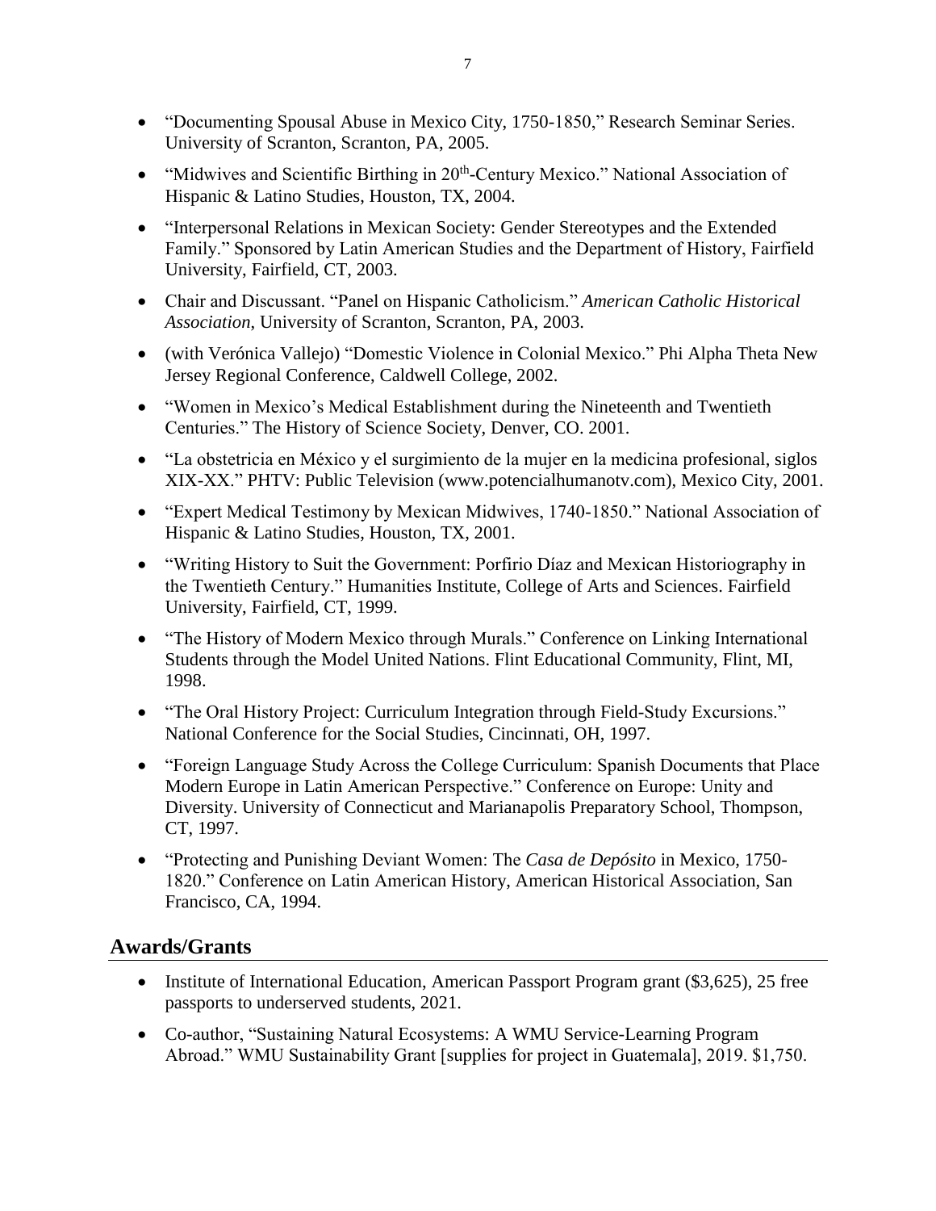- "Documenting Spousal Abuse in Mexico City, 1750-1850," Research Seminar Series. University of Scranton, Scranton, PA, 2005.
- "Midwives and Scientific Birthing in 20th-Century Mexico." National Association of Hispanic & Latino Studies, Houston, TX, 2004.
- "Interpersonal Relations in Mexican Society: Gender Stereotypes and the Extended Family." Sponsored by Latin American Studies and the Department of History, Fairfield University, Fairfield, CT, 2003.
- Chair and Discussant. "Panel on Hispanic Catholicism." *American Catholic Historical Association*, University of Scranton, Scranton, PA, 2003.
- (with Verónica Vallejo) "Domestic Violence in Colonial Mexico." Phi Alpha Theta New Jersey Regional Conference, Caldwell College, 2002.
- "Women in Mexico's Medical Establishment during the Nineteenth and Twentieth Centuries." The History of Science Society, Denver, CO. 2001.
- "La obstetricia en México y el surgimiento de la mujer en la medicina profesional, siglos XIX-XX." PHTV: Public Television (www.potencialhumanotv.com), Mexico City, 2001.
- "Expert Medical Testimony by Mexican Midwives, 1740-1850." National Association of Hispanic & Latino Studies, Houston, TX, 2001.
- "Writing History to Suit the Government: Porfirio Díaz and Mexican Historiography in the Twentieth Century." Humanities Institute, College of Arts and Sciences. Fairfield University, Fairfield, CT, 1999.
- "The History of Modern Mexico through Murals." Conference on Linking International Students through the Model United Nations. Flint Educational Community, Flint, MI, 1998.
- "The Oral History Project: Curriculum Integration through Field-Study Excursions." National Conference for the Social Studies, Cincinnati, OH, 1997.
- "Foreign Language Study Across the College Curriculum: Spanish Documents that Place Modern Europe in Latin American Perspective." Conference on Europe: Unity and Diversity. University of Connecticut and Marianapolis Preparatory School, Thompson, CT, 1997.
- "Protecting and Punishing Deviant Women: The *Casa de Depósito* in Mexico, 1750-1820." Conference on Latin American History, American Historical Association, San Francisco, CA, 1994.

## Awards/Grants

- Institute of International Education, American Passport Program grant ($3,625), 25 free passports to underserved students, 2021.
- Co-author, "Sustaining Natural Ecosystems: A WMU Service-Learning Program Abroad." WMU Sustainability Grant [supplies for project in Guatemala], 2019. $1,750.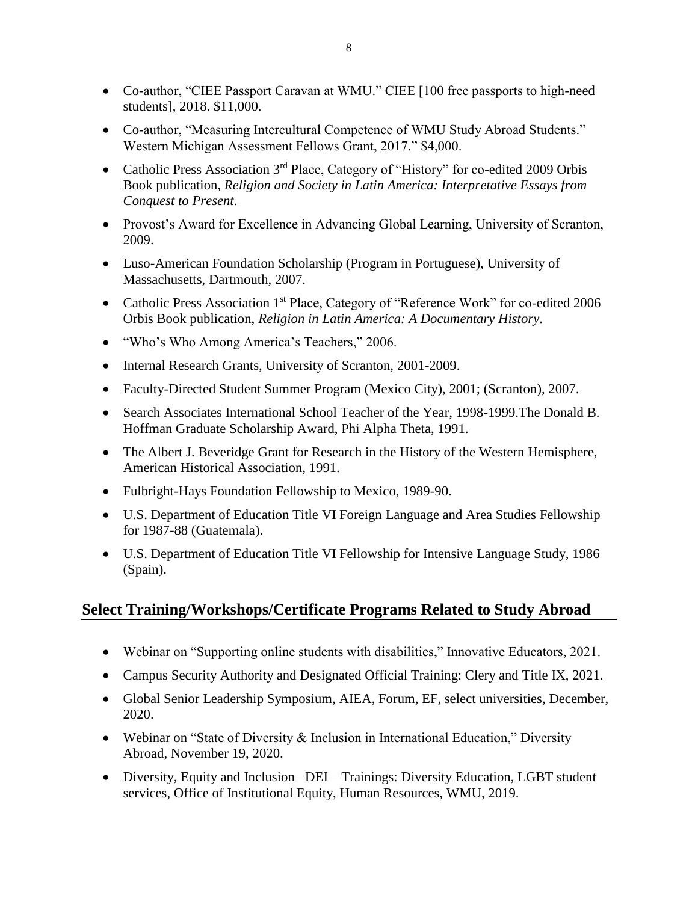- Co-author, "CIEE Passport Caravan at WMU." CIEE [100 free passports to high-need students], 2018. $11,000.
- Co-author, "Measuring Intercultural Competence of WMU Study Abroad Students." Western Michigan Assessment Fellows Grant, 2017." $4,000.
- Catholic Press Association 3rd Place, Category of "History" for co-edited 2009 Orbis Book publication, *Religion and Society in Latin America: Interpretative Essays from Conquest to Present*.
- Provost's Award for Excellence in Advancing Global Learning, University of Scranton, 2009.
- Luso-American Foundation Scholarship (Program in Portuguese), University of Massachusetts, Dartmouth, 2007.
- Catholic Press Association 1st Place, Category of "Reference Work" for co-edited 2006 Orbis Book publication, *Religion in Latin America: A Documentary History*.
- "Who's Who Among America's Teachers," 2006.
- Internal Research Grants, University of Scranton, 2001-2009.
- Faculty-Directed Student Summer Program (Mexico City), 2001; (Scranton), 2007.
- Search Associates International School Teacher of the Year, 1998-1999.The Donald B. Hoffman Graduate Scholarship Award, Phi Alpha Theta, 1991.
- The Albert J. Beveridge Grant for Research in the History of the Western Hemisphere, American Historical Association, 1991.
- Fulbright-Hays Foundation Fellowship to Mexico, 1989-90.
- U.S. Department of Education Title VI Foreign Language and Area Studies Fellowship for 1987-88 (Guatemala).
- U.S. Department of Education Title VI Fellowship for Intensive Language Study, 1986 (Spain).

## Select Training/Workshops/Certificate Programs Related to Study Abroad

- Webinar on "Supporting online students with disabilities," Innovative Educators, 2021.
- Campus Security Authority and Designated Official Training: Clery and Title IX, 2021.
- Global Senior Leadership Symposium, AIEA, Forum, EF, select universities, December, 2020.
- Webinar on "State of Diversity & Inclusion in International Education," Diversity Abroad, November 19, 2020.
- Diversity, Equity and Inclusion –DEI—Trainings: Diversity Education, LGBT student services, Office of Institutional Equity, Human Resources, WMU, 2019.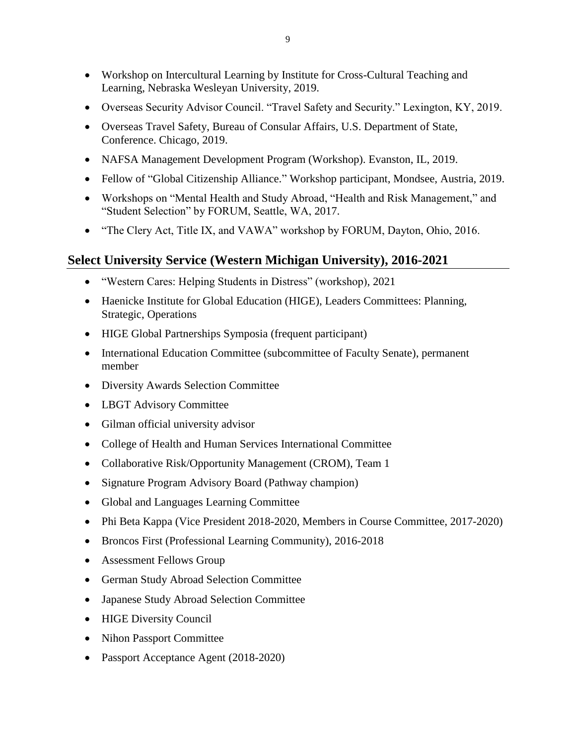- Workshop on Intercultural Learning by Institute for Cross-Cultural Teaching and Learning, Nebraska Wesleyan University, 2019.
- Overseas Security Advisor Council. "Travel Safety and Security." Lexington, KY, 2019.
- Overseas Travel Safety, Bureau of Consular Affairs, U.S. Department of State, Conference. Chicago, 2019.
- NAFSA Management Development Program (Workshop). Evanston, IL, 2019.
- Fellow of "Global Citizenship Alliance." Workshop participant, Mondsee, Austria, 2019.
- Workshops on "Mental Health and Study Abroad, "Health and Risk Management," and "Student Selection" by FORUM, Seattle, WA, 2017.
- "The Clery Act, Title IX, and VAWA" workshop by FORUM, Dayton, Ohio, 2016.

## Select University Service (Western Michigan University), 2016-2021

- "Western Cares: Helping Students in Distress" (workshop), 2021
- Haenicke Institute for Global Education (HIGE), Leaders Committees: Planning, Strategic, Operations
- HIGE Global Partnerships Symposia (frequent participant)
- International Education Committee (subcommittee of Faculty Senate), permanent member
- Diversity Awards Selection Committee
- LBGT Advisory Committee
- Gilman official university advisor
- College of Health and Human Services International Committee
- Collaborative Risk/Opportunity Management (CROM), Team 1
- Signature Program Advisory Board (Pathway champion)
- Global and Languages Learning Committee
- Phi Beta Kappa (Vice President 2018-2020, Members in Course Committee, 2017-2020)
- Broncos First (Professional Learning Community), 2016-2018
- Assessment Fellows Group
- German Study Abroad Selection Committee
- Japanese Study Abroad Selection Committee
- HIGE Diversity Council
- Nihon Passport Committee
- Passport Acceptance Agent (2018-2020)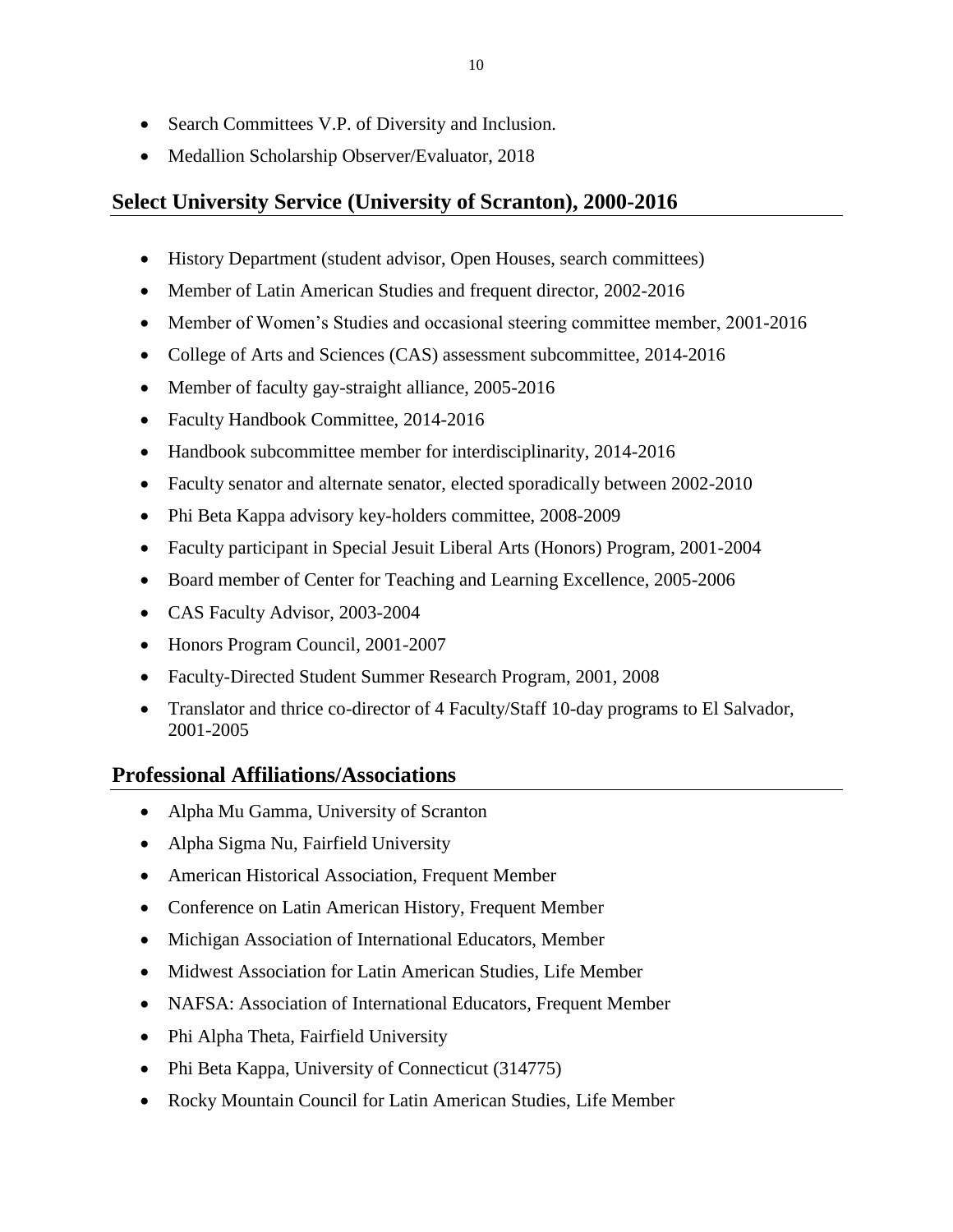- Search Committees V.P. of Diversity and Inclusion.
- Medallion Scholarship Observer/Evaluator, 2018

## Select University Service (University of Scranton), 2000-2016

- History Department (student advisor, Open Houses, search committees)
- Member of Latin American Studies and frequent director, 2002-2016
- Member of Women's Studies and occasional steering committee member, 2001-2016
- College of Arts and Sciences (CAS) assessment subcommittee, 2014-2016
- Member of faculty gay-straight alliance, 2005-2016
- Faculty Handbook Committee, 2014-2016
- Handbook subcommittee member for interdisciplinarity, 2014-2016
- Faculty senator and alternate senator, elected sporadically between 2002-2010
- Phi Beta Kappa advisory key-holders committee, 2008-2009
- Faculty participant in Special Jesuit Liberal Arts (Honors) Program, 2001-2004
- Board member of Center for Teaching and Learning Excellence, 2005-2006
- CAS Faculty Advisor, 2003-2004
- Honors Program Council, 2001-2007
- Faculty-Directed Student Summer Research Program, 2001, 2008
- Translator and thrice co-director of 4 Faculty/Staff 10-day programs to El Salvador, 2001-2005

## Professional Affiliations/Associations

- Alpha Mu Gamma, University of Scranton
- Alpha Sigma Nu, Fairfield University
- American Historical Association, Frequent Member
- Conference on Latin American History, Frequent Member
- Michigan Association of International Educators, Member
- Midwest Association for Latin American Studies, Life Member
- NAFSA: Association of International Educators, Frequent Member
- Phi Alpha Theta, Fairfield University
- Phi Beta Kappa, University of Connecticut (314775)
- Rocky Mountain Council for Latin American Studies, Life Member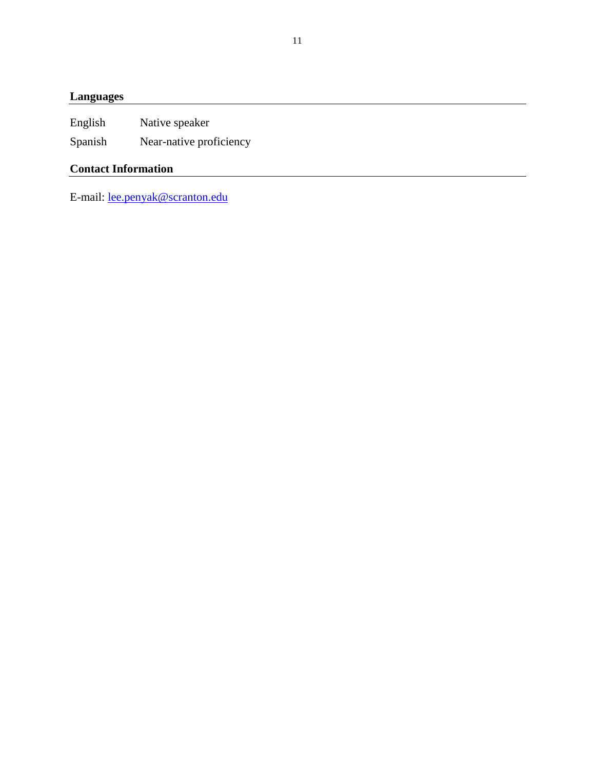## Languages

| | |
|---|---|
| English | Native speaker |
| Spanish | Near-native proficiency |

## Contact Information

E-mail: lee.penyak@scranton.edu